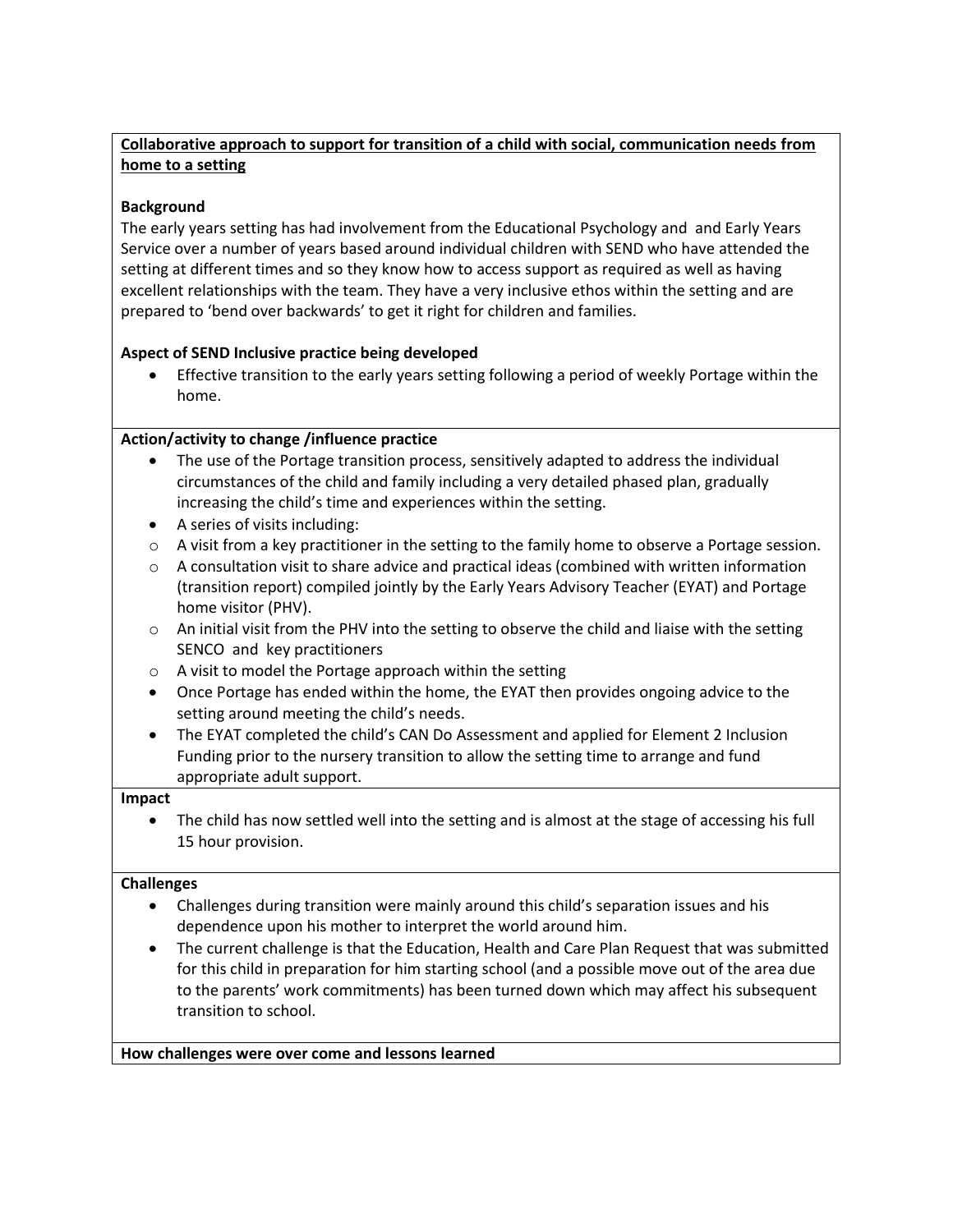**<u>Collaborative approach to support for transition of a child with social, communication needs from home to a setting</u>**

**Background**

The early years setting has had involvement from the Educational Psychology and and Early Years Service over a number of years based around individual children with SEND who have attended the setting at different times and so they know how to access support as required as well as having excellent relationships with the team. They have a very inclusive ethos within the setting and are prepared to 'bend over backwards' to get it right for children and families.

**Aspect of SEND Inclusive practice being developed**

- Effective transition to the early years setting following a period of weekly Portage within the home.

**Action/activity to change /influence practice**

- The use of the Portage transition process, sensitively adapted to address the individual circumstances of the child and family including a very detailed phased plan, gradually increasing the child's time and experiences within the setting.
- A series of visits including:
  - A visit from a key practitioner in the setting to the family home to observe a Portage session.
  - A consultation visit to share advice and practical ideas (combined with written information (transition report) compiled jointly by the Early Years Advisory Teacher (EYAT) and Portage home visitor (PHV).
  - An initial visit from the PHV into the setting to observe the child and liaise with the setting SENCO and key practitioners
  - A visit to model the Portage approach within the setting
- Once Portage has ended within the home, the EYAT then provides ongoing advice to the setting around meeting the child's needs.
- The EYAT completed the child's CAN Do Assessment and applied for Element 2 Inclusion Funding prior to the nursery transition to allow the setting time to arrange and fund appropriate adult support.

**Impact**

- The child has now settled well into the setting and is almost at the stage of accessing his full 15 hour provision.

**Challenges**

- Challenges during transition were mainly around this child's separation issues and his dependence upon his mother to interpret the world around him.
- The current challenge is that the Education, Health and Care Plan Request that was submitted for this child in preparation for him starting school (and a possible move out of the area due to the parents' work commitments) has been turned down which may affect his subsequent transition to school.

**How challenges were over come and lessons learned**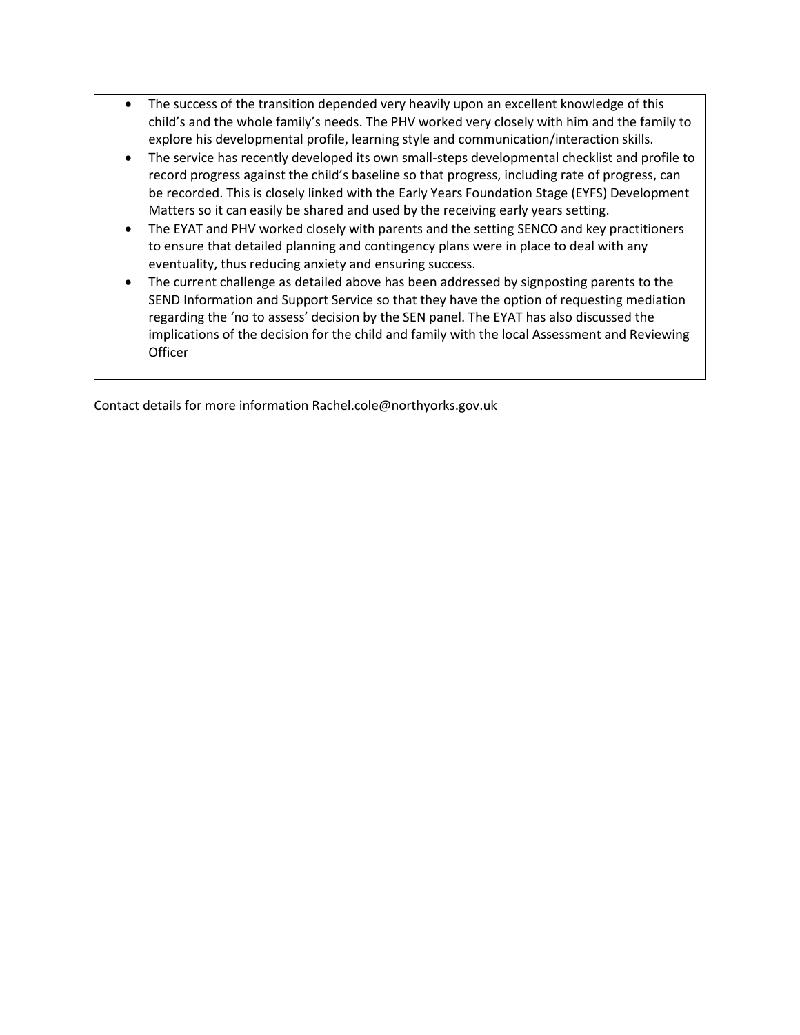- The success of the transition depended very heavily upon an excellent knowledge of this child's and the whole family's needs. The PHV worked very closely with him and the family to explore his developmental profile, learning style and communication/interaction skills.
- The service has recently developed its own small-steps developmental checklist and profile to record progress against the child's baseline so that progress, including rate of progress, can be recorded. This is closely linked with the Early Years Foundation Stage (EYFS) Development Matters so it can easily be shared and used by the receiving early years setting.
- The EYAT and PHV worked closely with parents and the setting SENCO and key practitioners to ensure that detailed planning and contingency plans were in place to deal with any eventuality, thus reducing anxiety and ensuring success.
- The current challenge as detailed above has been addressed by signposting parents to the SEND Information and Support Service so that they have the option of requesting mediation regarding the 'no to assess' decision by the SEN panel. The EYAT has also discussed the implications of the decision for the child and family with the local Assessment and Reviewing Officer

Contact details for more information Rachel.cole@northyorks.gov.uk